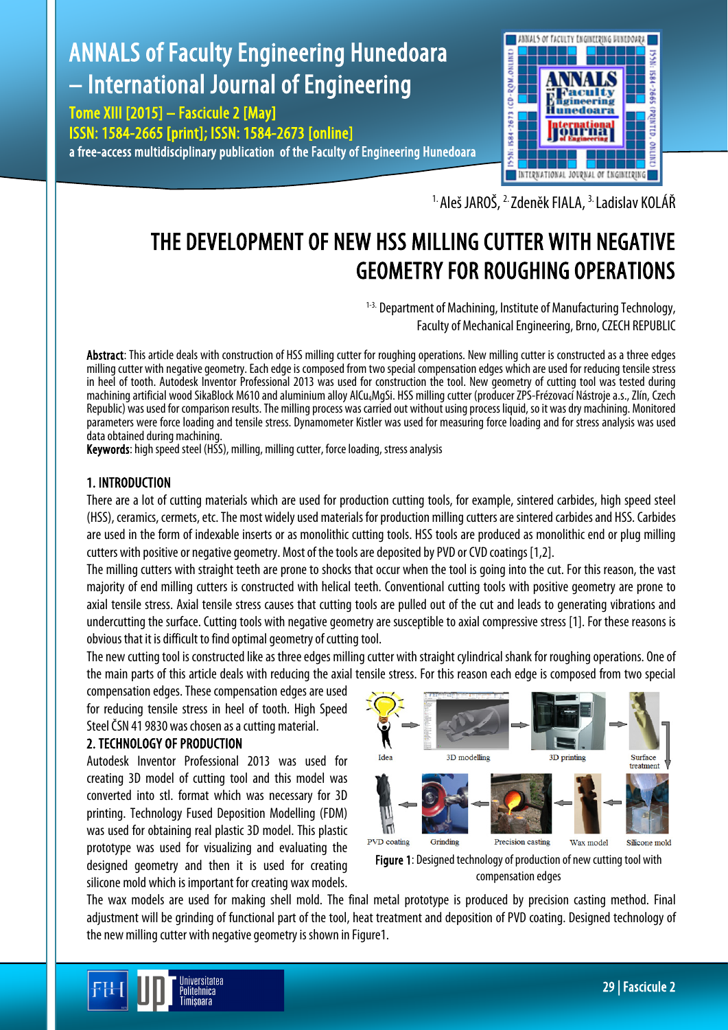[1.] Aleš JAROŠ, [2.] Zdeněk FIALA, [3.] Ladislav KOLÁŘ

# THE DEVELOPMENT OF NEW HSS MILLING CUTTER WITH NEGATIVE GEOMETRY FOR ROUGHING OPERATIONS

[1-3.] Department of Machining, Institute of Manufacturing Technology, Faculty of Mechanical Engineering, Brno, CZECH REPUBLIC

**Abstract**: This article deals with construction of HSS milling cutter for roughing operations. New milling cutter is constructed as a three edges milling cutter with negative geometry. Each edge is composed from two special compensation edges which are used for reducing tensile stress in heel of tooth. Autodesk Inventor Professional 2013 was used for construction the tool. New geometry of cutting tool was tested during machining artificial wood SikaBlock M610 and aluminium alloy $AlCu_4MgSi$. HSS milling cutter (producer ZPS-Frézovací Nástroje a.s., Zlín, Czech Republic) was used for comparison results. The milling process was carried out without using process liquid, so it was dry machining. Monitored parameters were force loading and tensile stress. Dynamometer Kistler was used for measuring force loading and for stress analysis was used data obtained during machining.

**Keywords**: high speed steel (HSS), milling, milling cutter, force loading, stress analysis

## 1. INTRODUCTION

There are a lot of cutting materials which are used for production cutting tools, for example, sintered carbides, high speed steel (HSS), ceramics, cermets, etc. The most widely used materials for production milling cutters are sintered carbides and HSS. Carbides are used in the form of indexable inserts or as monolithic cutting tools. HSS tools are produced as monolithic end or plug milling cutters with positive or negative geometry. Most of the tools are deposited by PVD or CVD coatings [1,2].

The milling cutters with straight teeth are prone to shocks that occur when the tool is going into the cut. For this reason, the vast majority of end milling cutters is constructed with helical teeth. Conventional cutting tools with positive geometry are prone to axial tensile stress. Axial tensile stress causes that cutting tools are pulled out of the cut and leads to generating vibrations and undercutting the surface. Cutting tools with negative geometry are susceptible to axial compressive stress [1]. For these reasons is obvious that it is difficult to find optimal geometry of cutting tool.

The new cutting tool is constructed like as three edges milling cutter with straight cylindrical shank for roughing operations. One of the main parts of this article deals with reducing the axial tensile stress. For this reason each edge is composed from two special compensation edges. These compensation edges are used for reducing tensile stress in heel of tooth. High Speed Steel ČSN 41 9830 was chosen as a cutting material.

## 2. TECHNOLOGY OF PRODUCTION

Autodesk Inventor Professional 2013 was used for creating 3D model of cutting tool and this model was converted into stl. format which was necessary for 3D printing. Technology Fused Deposition Modelling (FDM) was used for obtaining real plastic 3D model. This plastic prototype was used for visualizing and evaluating the designed geometry and then it is used for creating silicone mold which is important for creating wax models. The wax models are used for making shell mold. The final metal prototype is produced by precision casting method. Final adjustment will be grinding of functional part of the tool, heat treatment and deposition of PVD coating. Designed technology of the new milling cutter with negative geometry is shown in Figure1.

Idea → 3D modelling → 3D printing → Surface treatment → Silicone mold → Wax model → Precision casting → Grinding → PVD coating

**Figure 1**: Designed technology of production of new cutting tool with compensation edges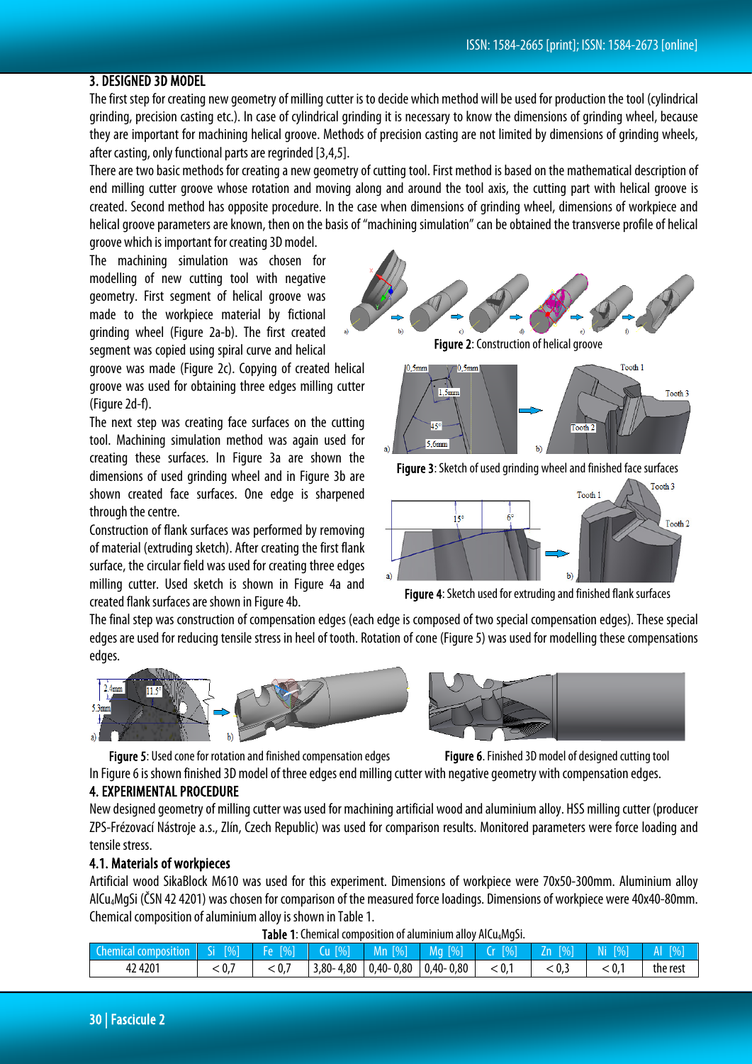## 3. DESIGNED 3D MODEL

The first step for creating new geometry of milling cutter is to decide which method will be used for production the tool (cylindrical grinding, precision casting etc.). In case of cylindrical grinding it is necessary to know the dimensions of grinding wheel, because they are important for machining helical groove. Methods of precision casting are not limited by dimensions of grinding wheels, after casting, only functional parts are reground [3,4,5].

There are two basic methods for creating a new geometry of cutting tool. First method is based on the mathematical description of end milling cutter groove whose rotation and moving along and around the tool axis, the cutting part with helical groove is created. Second method has opposite procedure. In the case when dimensions of grinding wheel, dimensions of workpiece and helical groove parameters are known, then on the basis of "machining simulation" can be obtained the transverse profile of helical groove which is important for creating 3D model.

The machining simulation was chosen for modelling of new cutting tool with negative geometry. First segment of helical groove was made to the workpiece material by fictional grinding wheel (Figure 2a-b). The first created segment was copied using spiral curve and helical groove was made (Figure 2c). Copying of created helical groove was used for obtaining three edges milling cutter (Figure 2d-f).

**Figure 2**: Construction of helical groove

The next step was creating face surfaces on the cutting tool. Machining simulation method was again used for creating these surfaces. In Figure 3a are shown the dimensions of used grinding wheel and in Figure 3b are shown created face surfaces. One edge is sharpened through the centre.

**Figure 3**: Sketch of used grinding wheel and finished face surfaces

Construction of flank surfaces was performed by removing of material (extruding sketch). After creating the first flank surface, the circular field was used for creating three edges milling cutter. Used sketch is shown in Figure 4a and created flank surfaces are shown in Figure 4b.

**Figure 4**: Sketch used for extruding and finished flank surfaces

The final step was construction of compensation edges (each edge is composed of two special compensation edges). These special edges are used for reducing tensile stress in heel of tooth. Rotation of cone (Figure 5) was used for modelling these compensations edges.

**Figure 5**: Used cone for rotation and finished compensation edges

**Figure 6**. Finished 3D model of designed cutting tool

In Figure 6 is shown finished 3D model of three edges end milling cutter with negative geometry with compensation edges.

## 4. EXPERIMENTAL PROCEDURE

New designed geometry of milling cutter was used for machining artificial wood and aluminium alloy. HSS milling cutter (producer ZPS-Frézovací Nástroje a.s., Zlín, Czech Republic) was used for comparison results. Monitored parameters were force loading and tensile stress.

### 4.1. Materials of workpieces

Artificial wood SikaBlock M610 was used for this experiment. Dimensions of workpiece were 70x50-300mm. Aluminium alloy $AlCu_4MgSi$ (ČSN 42 4201) was chosen for comparison of the measured force loadings. Dimensions of workpiece were 40x40-80mm. Chemical composition of aluminium alloy is shown in Table 1.

**Table 1**: Chemical composition of aluminium alloy $AlCu_4MgSi$.

| Chemical composition | Si [%] | Fe [%] | Cu [%] | Mn [%] | Mg [%] | Cr [%] | Zn [%] | Ni [%] | Al [%] |
|---|---|---|---|---|---|---|---|---|---|
| 42 4201 | < 0,7 | < 0,7 | 3,80- 4,80 | 0,40- 0,80 | 0,40- 0,80 | < 0,1 | < 0,3 | < 0,1 | the rest |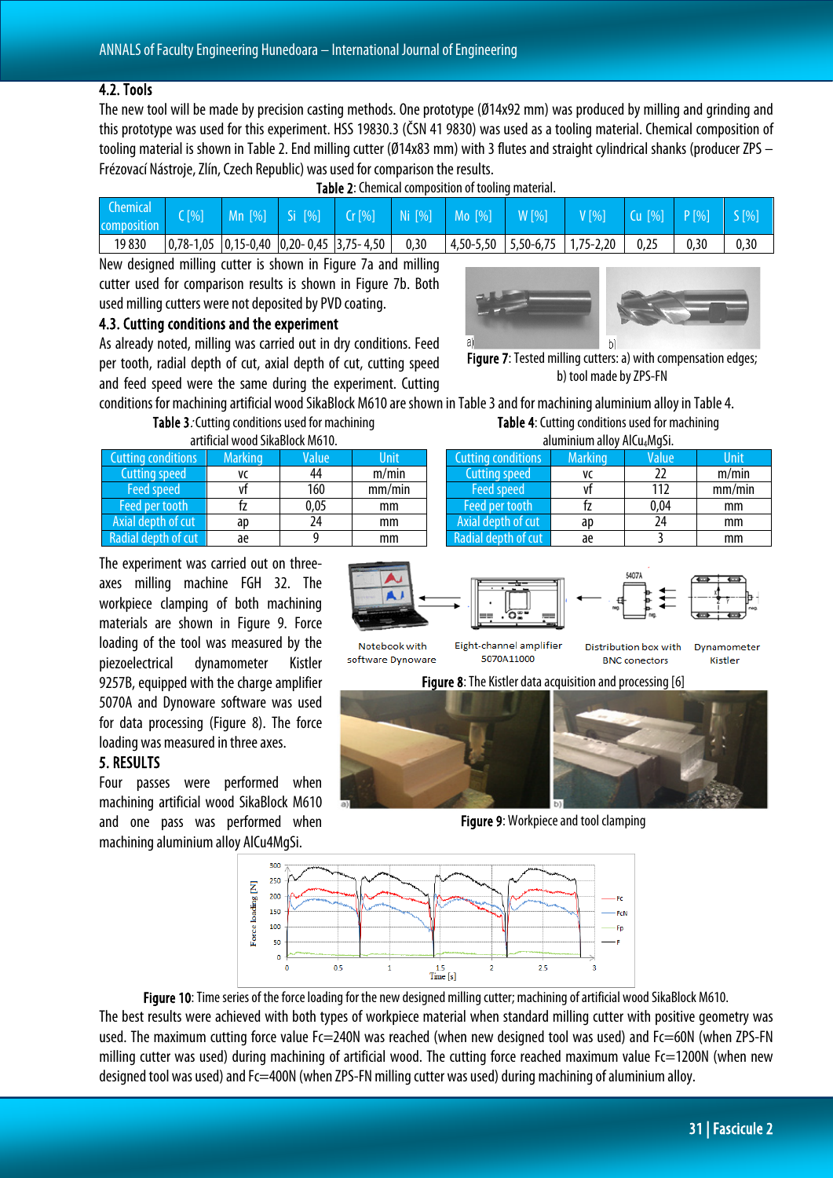### 4.2. Tools

The new tool will be made by precision casting methods. One prototype (Ø14x92 mm) was produced by milling and grinding and this prototype was used for this experiment. HSS 19830.3 (ČSN 41 9830) was used as a tooling material. Chemical composition of tooling material is shown in Table 2. End milling cutter (Ø14x83 mm) with 3 flutes and straight cylindrical shanks (producer ZPS – Frézovací Nástroje, Zlín, Czech Republic) was used for comparison the results.

**Table 2**: Chemical composition of tooling material.

| Chemical composition | C [%] | Mn [%] | Si [%] | Cr [%] | Ni [%] | Mo [%] | W [%] | V [%] | Cu [%] | P [%] | S [%] |
|---|---|---|---|---|---|---|---|---|---|---|---|
| 19 830 | 0,78-1,05 | 0,15-0,40 | 0,20- 0,45 | 3,75- 4,50 | 0,30 | 4,50-5,50 | 5,50-6,75 | 1,75-2,20 | 0,25 | 0,30 | 0,30 |

New designed milling cutter is shown in Figure 7a and milling cutter used for comparison results is shown in Figure 7b. Both used milling cutters were not deposited by PVD coating.

**Figure 7**: Tested milling cutters: a) with compensation edges; b) tool made by ZPS-FN

### 4.3. Cutting conditions and the experiment

As already noted, milling was carried out in dry conditions. Feed per tooth, radial depth of cut, axial depth of cut, cutting speed and feed speed were the same during the experiment. Cutting conditions for machining artificial wood SikaBlock M610 are shown in Table 3 and for machining aluminium alloy in Table 4.

**Table 3**: Cutting conditions used for machining artificial wood SikaBlock M610.

| Cutting conditions | Marking | Value | Unit |
|---|---|---|---|
| Cutting speed | vc | 44 | m/min |
| Feed speed | vf | 160 | mm/min |
| Feed per tooth | fz | 0,05 | mm |
| Axial depth of cut | ap | 24 | mm |
| Radial depth of cut | ae | 9 | mm |

**Table 4**: Cutting conditions used for machining aluminium alloy $AlCu_4MgSi$.

| Cutting conditions | Marking | Value | Unit |
|---|---|---|---|
| Cutting speed | vc | 22 | m/min |
| Feed speed | vf | 112 | mm/min |
| Feed per tooth | fz | 0,04 | mm |
| Axial depth of cut | ap | 24 | mm |
| Radial depth of cut | ae | 3 | mm |

The experiment was carried out on three-axes milling machine FGH 32. The workpiece clamping of both machining materials are shown in Figure 9. Force loading of the tool was measured by the piezoelectrical dynamometer Kistler 9257B, equipped with the charge amplifier 5070A and Dynoware software was used for data processing (Figure 8). The force loading was measured in three axes.

Notebook with software Dynoware → Eight-channel amplifier 5070A11000 ← Distribution box with BNC conectors ← Dynamometer Kistler

**Figure 8**: The Kistler data acquisition and processing [6]

**Figure 9**: Workpiece and tool clamping

## 5. RESULTS

Four passes were performed when machining artificial wood SikaBlock M610 and one pass was performed when machining aluminium alloy AlCu4MgSi.

**Figure 10**: Time series of the force loading for the new designed milling cutter; machining of artificial wood SikaBlock M610.

The best results were achieved with both types of workpiece material when standard milling cutter with positive geometry was used. The maximum cutting force value Fc=240N was reached (when new designed tool was used) and Fc=60N (when ZPS-FN milling cutter was used) during machining of artificial wood. The cutting force reached maximum value Fc=1200N (when new designed tool was used) and Fc=400N (when ZPS-FN milling cutter was used) during machining of aluminium alloy.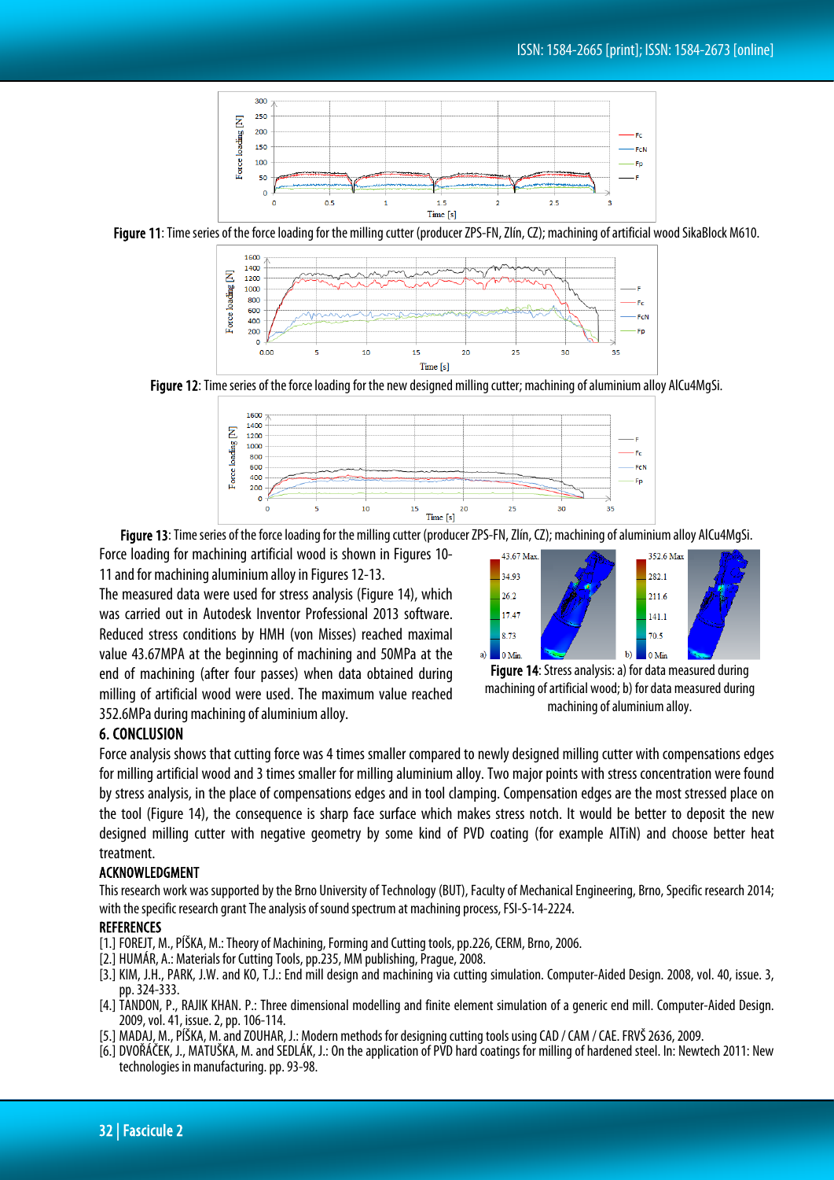Force loading [N]

300
250
200
150
100
50
0

0 0.5 1 1.5 2 2.5 3

Time [s]

Fc
FcN
Fp
F

**Figure 11**: Time series of the force loading for the milling cutter (producer ZPS-FN, Zlín, CZ); machining of artificial wood SikaBlock M610.

Force loading [N]

1600
1400
1200
1000
800
600
400
200
0

0.00 5 10 15 20 25 30 35

Time [s]

F
Fc
FcN
Fp

**Figure 12**: Time series of the force loading for the new designed milling cutter; machining of aluminium alloy AlCu4MgSi.

Force loading [N]

1600
1400
1200
1000
800
600
400
200
0

0 5 10 15 20 25 30 35

Time [s]

F
Fc
FcN
Fp

**Figure 13**: Time series of the force loading for the milling cutter (producer ZPS-FN, Zlín, CZ); machining of aluminium alloy AlCu4MgSi.

Force loading for machining artificial wood is shown in Figures 10-11 and for machining aluminium alloy in Figures 12-13.

The measured data were used for stress analysis (Figure 14), which was carried out in Autodesk Inventor Professional 2013 software. Reduced stress conditions by HMH (von Misses) reached maximal value 43.67MPA at the beginning of machining and 50MPa at the end of machining (after four passes) when data obtained during milling of artificial wood were used. The maximum value reached 352.6MPa during machining of aluminium alloy.

a) 43.67 Max.
34.93
26.2
17.47
8.73
0 Min.

b) 352.6 Max
282.1
211.6
141.1
70.5
0 Min

**Figure 14**: Stress analysis: a) for data measured during machining of artificial wood; b) for data measured during machining of aluminium alloy.

## 6. CONCLUSION

Force analysis shows that cutting force was 4 times smaller compared to newly designed milling cutter with compensations edges for milling artificial wood and 3 times smaller for milling aluminium alloy. Two major points with stress concentration were found by stress analysis, in the place of compensations edges and in tool clamping. Compensation edges are the most stressed place on the tool (Figure 14), the consequence is sharp face surface which makes stress notch. It would be better to deposit the new designed milling cutter with negative geometry by some kind of PVD coating (for example AlTiN) and choose better heat treatment.

## ACKNOWLEDGMENT

This research work was supported by the Brno University of Technology (BUT), Faculty of Mechanical Engineering, Brno, Specific research 2014; with the specific research grant The analysis of sound spectrum at machining process, FSI-S-14-2224.

## REFERENCES

[1.] FOREJT, M., PÍŠKA, M.: Theory of Machining, Forming and Cutting tools, pp.226, CERM, Brno, 2006.

[2.] HUMÁR, A.: Materials for Cutting Tools, pp.235, MM publishing, Prague, 2008.

[3.] KIM, J.H., PARK, J.W. and KO, T.J.: End mill design and machining via cutting simulation. Computer-Aided Design. 2008, vol. 40, issue. 3, pp. 324-333.

[4.] TANDON, P., RAJIK KHAN. P.: Three dimensional modelling and finite element simulation of a generic end mill. Computer-Aided Design. 2009, vol. 41, issue. 2, pp. 106-114.

[5.] MADAJ, M., PÍŠKA, M. and ZOUHAR, J.: Modern methods for designing cutting tools using CAD / CAM / CAE. FRVŠ 2636, 2009.

[6.] DVOŘÁČEK, J., MATUŠKA, M. and SEDLÁK, J.: On the application of PVD hard coatings for milling of hardened steel. In: Newtech 2011: New technologies in manufacturing. pp. 93-98.